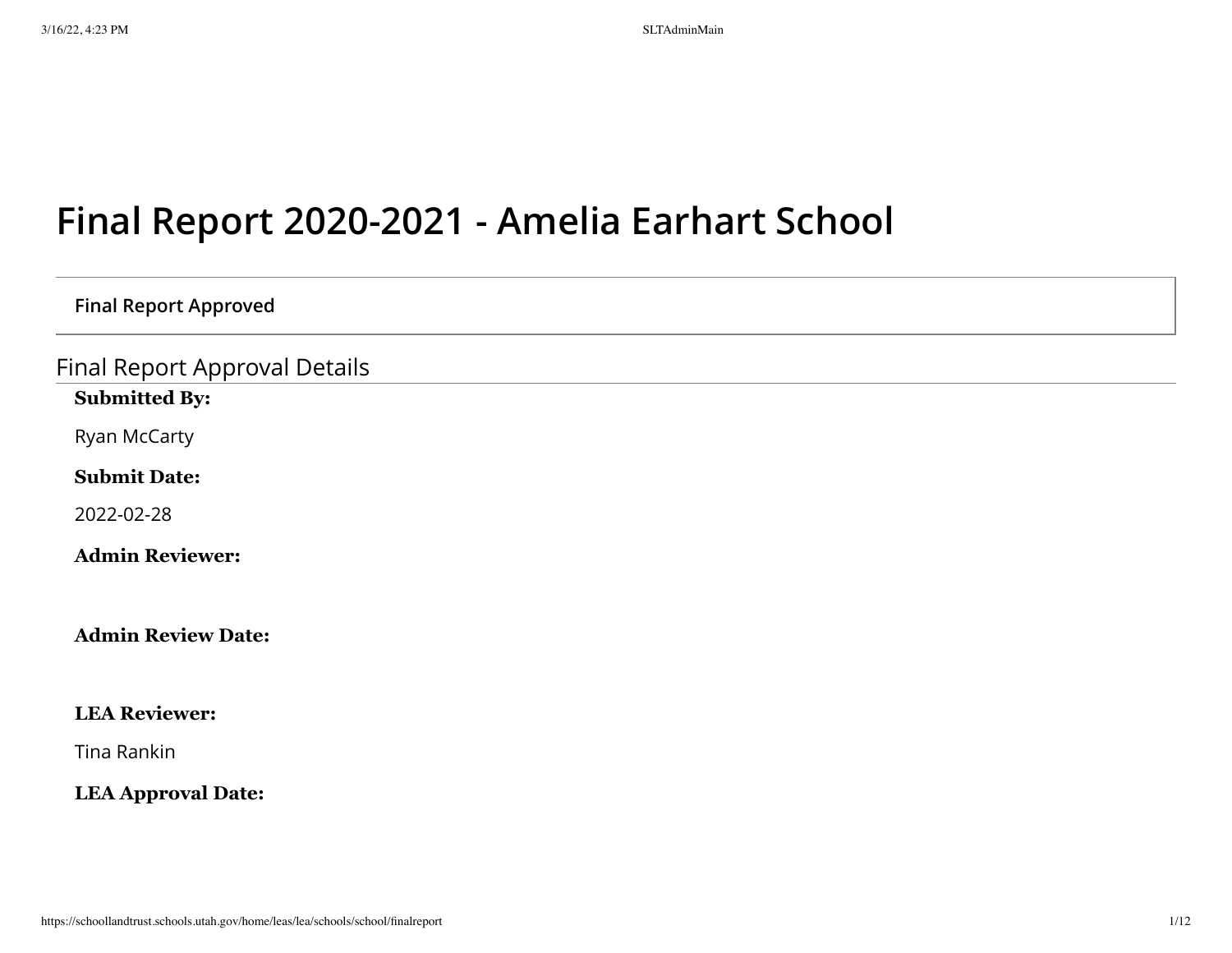# Final Report 2020-2021 - Amelia Earhart School

**Final Report Approved**

## Final Report Approval Details

**Submitted By:**

Ryan McCarty

**Submit Date:**

2022-02-28

**Admin Reviewer:**

**Admin Review Date:**

**LEA Reviewer:**

Tina Rankin

**LEA Approval Date:**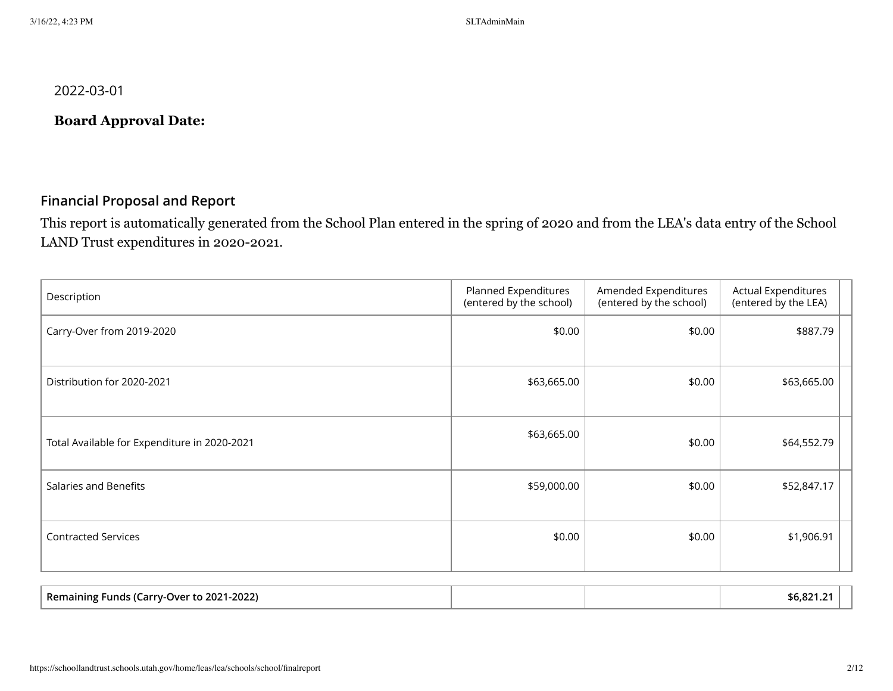2022-03-01

**Board Approval Date:**

### Financial Proposal and Report

This report is automatically generated from the School Plan entered in the spring of 2020 and from the LEA's data entry of the School LAND Trust expenditures in 2020-2021.

| Description | Planned Expenditures (entered by the school) | Amended Expenditures (entered by the school) | Actual Expenditures (entered by the LEA) | |
|---|---|---|---|---|
| Carry-Over from 2019-2020 | $0.00 | $0.00 | $887.79 | |
| Distribution for 2020-2021 | $63,665.00 | $0.00 | $63,665.00 | |
| Total Available for Expenditure in 2020-2021 | $63,665.00 | $0.00 | $64,552.79 | |
| Salaries and Benefits | $59,000.00 | $0.00 | $52,847.17 | |
| Contracted Services | $0.00 | $0.00 | $1,906.91 | |
| **Remaining Funds (Carry-Over to 2021-2022)** | | | **$6,821.21** | |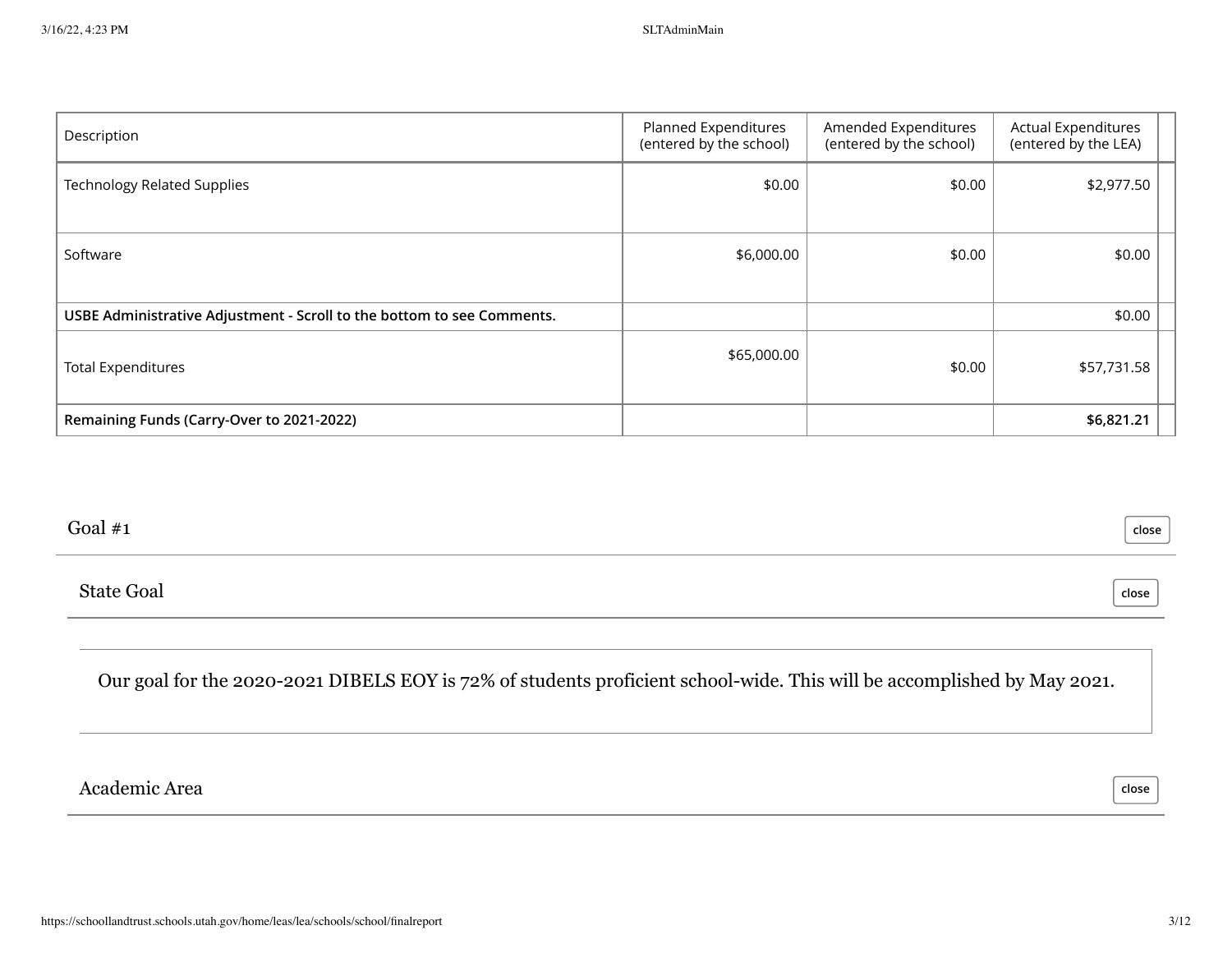| Description | Planned Expenditures (entered by the school) | Amended Expenditures (entered by the school) | Actual Expenditures (entered by the LEA) |
|---|---|---|---|
| Technology Related Supplies | $0.00 | $0.00 | $2,977.50 |
| Software | $6,000.00 | $0.00 | $0.00 |
| **USBE Administrative Adjustment - Scroll to the bottom to see Comments.** | | | $0.00 |
| Total Expenditures | $65,000.00 | $0.00 | $57,731.58 |
| **Remaining Funds (Carry-Over to 2021-2022)** | | | **$6,821.21** |

## Goal #1

### State Goal

Our goal for the 2020-2021 DIBELS EOY is 72% of students proficient school-wide. This will be accomplished by May 2021.

### Academic Area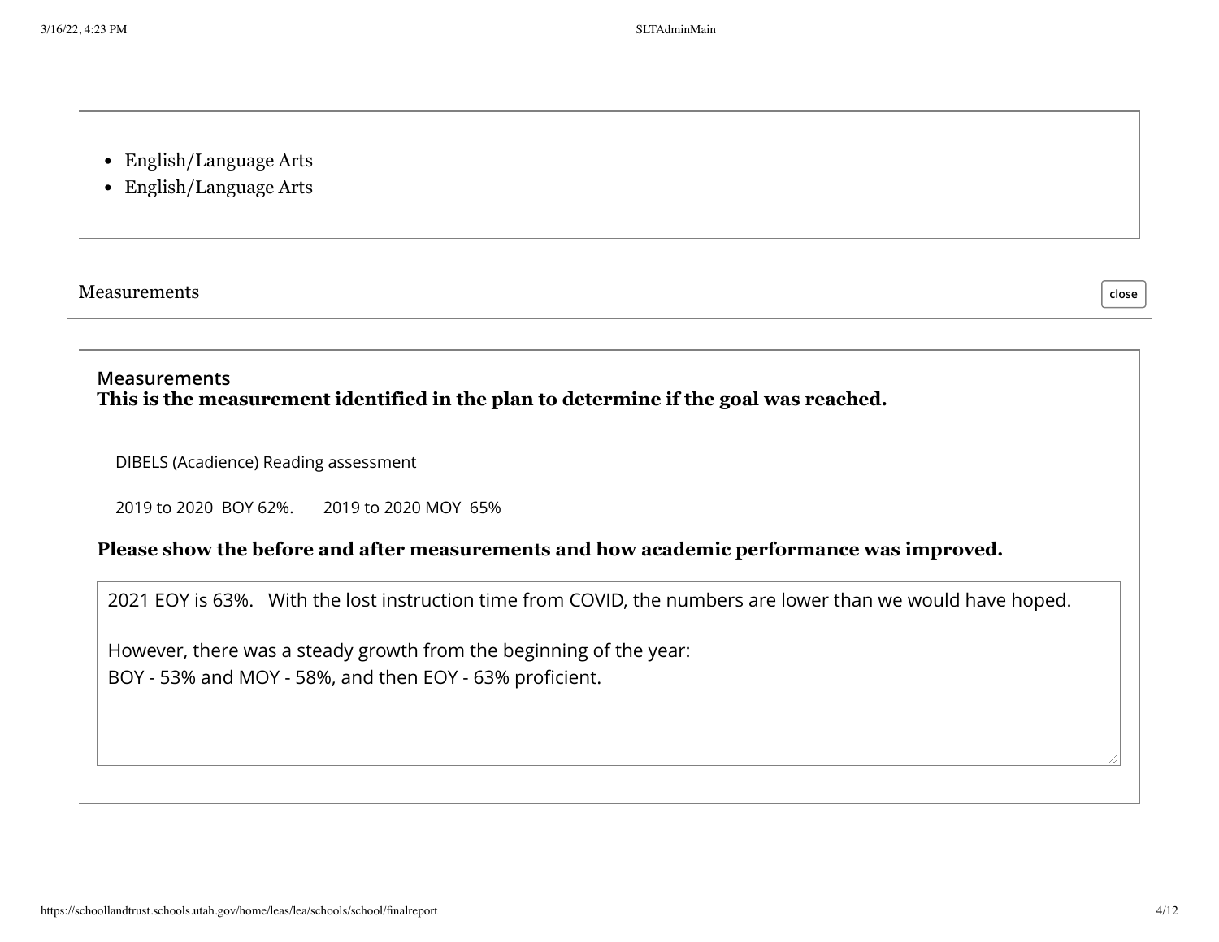- English/Language Arts
- English/Language Arts

Measurements

### Measurements

**This is the measurement identified in the plan to determine if the goal was reached.**

DIBELS (Acadience) Reading assessment

2019 to 2020 BOY 62%. 2019 to 2020 MOY 65%

**Please show the before and after measurements and how academic performance was improved.**

2021 EOY is 63%. With the lost instruction time from COVID, the numbers are lower than we would have hoped.

However, there was a steady growth from the beginning of the year:
BOY - 53% and MOY - 58%, and then EOY - 63% proficient.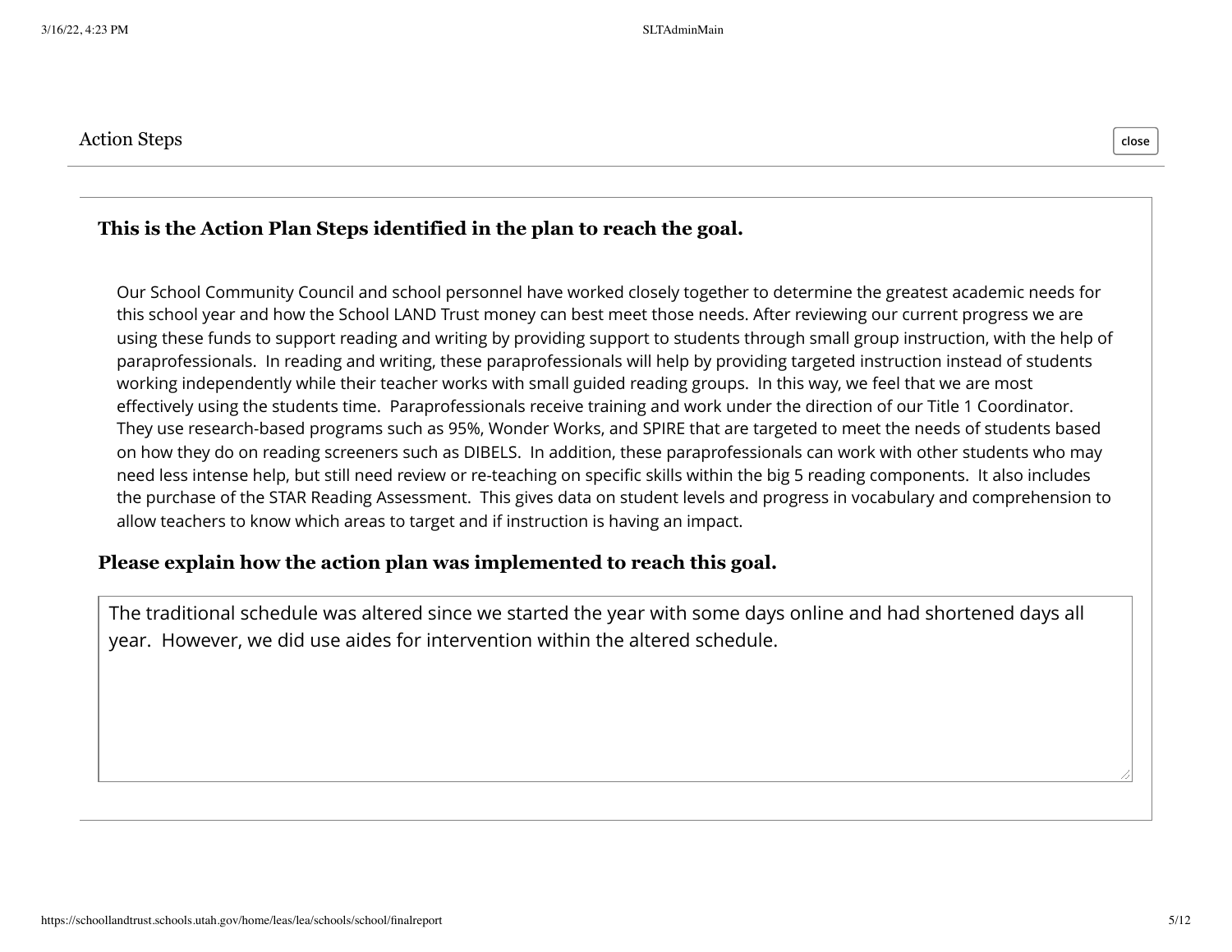## Action Steps

### This is the Action Plan Steps identified in the plan to reach the goal.

Our School Community Council and school personnel have worked closely together to determine the greatest academic needs for this school year and how the School LAND Trust money can best meet those needs. After reviewing our current progress we are using these funds to support reading and writing by providing support to students through small group instruction, with the help of paraprofessionals. In reading and writing, these paraprofessionals will help by providing targeted instruction instead of students working independently while their teacher works with small guided reading groups. In this way, we feel that we are most effectively using the students time. Paraprofessionals receive training and work under the direction of our Title 1 Coordinator. They use research-based programs such as 95%, Wonder Works, and SPIRE that are targeted to meet the needs of students based on how they do on reading screeners such as DIBELS. In addition, these paraprofessionals can work with other students who may need less intense help, but still need review or re-teaching on specific skills within the big 5 reading components. It also includes the purchase of the STAR Reading Assessment. This gives data on student levels and progress in vocabulary and comprehension to allow teachers to know which areas to target and if instruction is having an impact.

### Please explain how the action plan was implemented to reach this goal.

The traditional schedule was altered since we started the year with some days online and had shortened days all year. However, we did use aides for intervention within the altered schedule.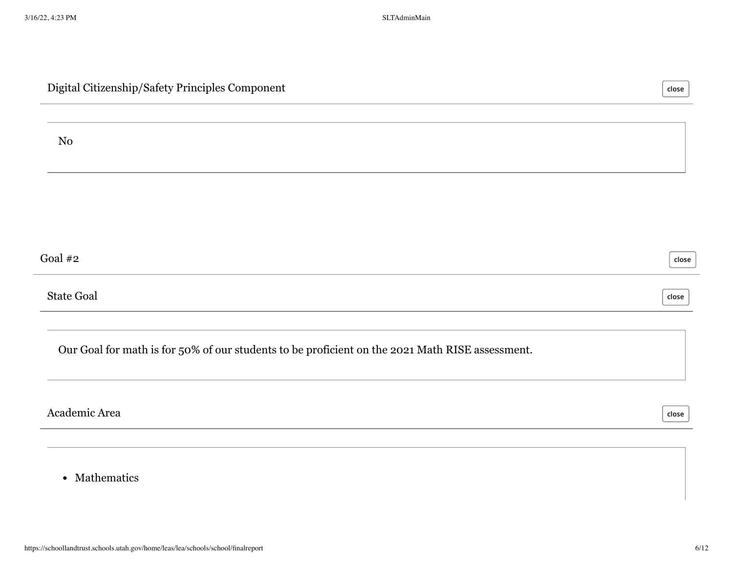## Digital Citizenship/Safety Principles Component

No

## Goal #2

### State Goal

Our Goal for math is for 50% of our students to be proficient on the 2021 Math RISE assessment.

### Academic Area

- Mathematics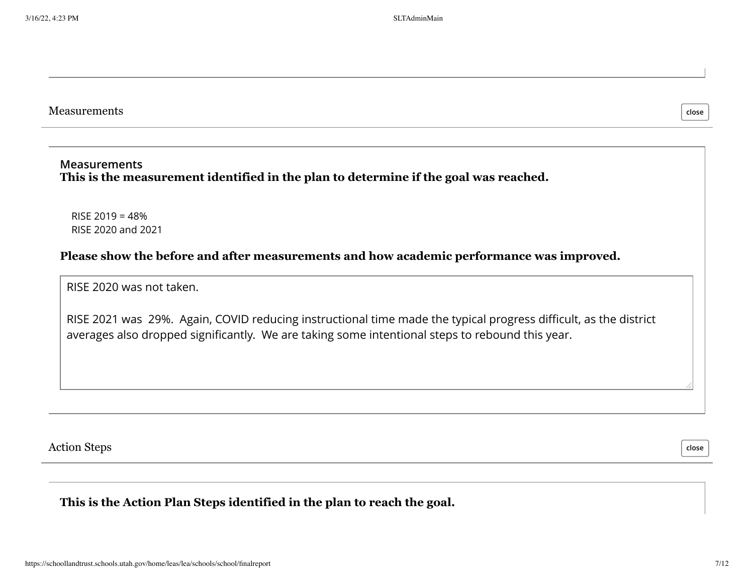## Measurements

### Measurements

**This is the measurement identified in the plan to determine if the goal was reached.**

RISE 2019 = 48%
RISE 2020 and 2021

**Please show the before and after measurements and how academic performance was improved.**

RISE 2020 was not taken.

RISE 2021 was 29%. Again, COVID reducing instructional time made the typical progress difficult, as the district averages also dropped significantly. We are taking some intentional steps to rebound this year.

## Action Steps

**This is the Action Plan Steps identified in the plan to reach the goal.**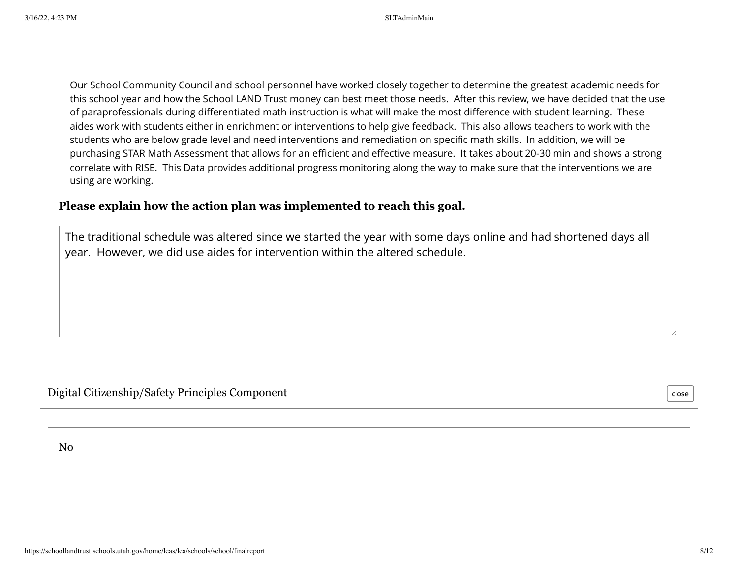Our School Community Council and school personnel have worked closely together to determine the greatest academic needs for this school year and how the School LAND Trust money can best meet those needs. After this review, we have decided that the use of paraprofessionals during differentiated math instruction is what will make the most difference with student learning. These aides work with students either in enrichment or interventions to help give feedback. This also allows teachers to work with the students who are below grade level and need interventions and remediation on specific math skills. In addition, we will be purchasing STAR Math Assessment that allows for an efficient and effective measure. It takes about 20-30 min and shows a strong correlate with RISE. This Data provides additional progress monitoring along the way to make sure that the interventions we are using are working.

**Please explain how the action plan was implemented to reach this goal.**

The traditional schedule was altered since we started the year with some days online and had shortened days all year. However, we did use aides for intervention within the altered schedule.

## Digital Citizenship/Safety Principles Component

No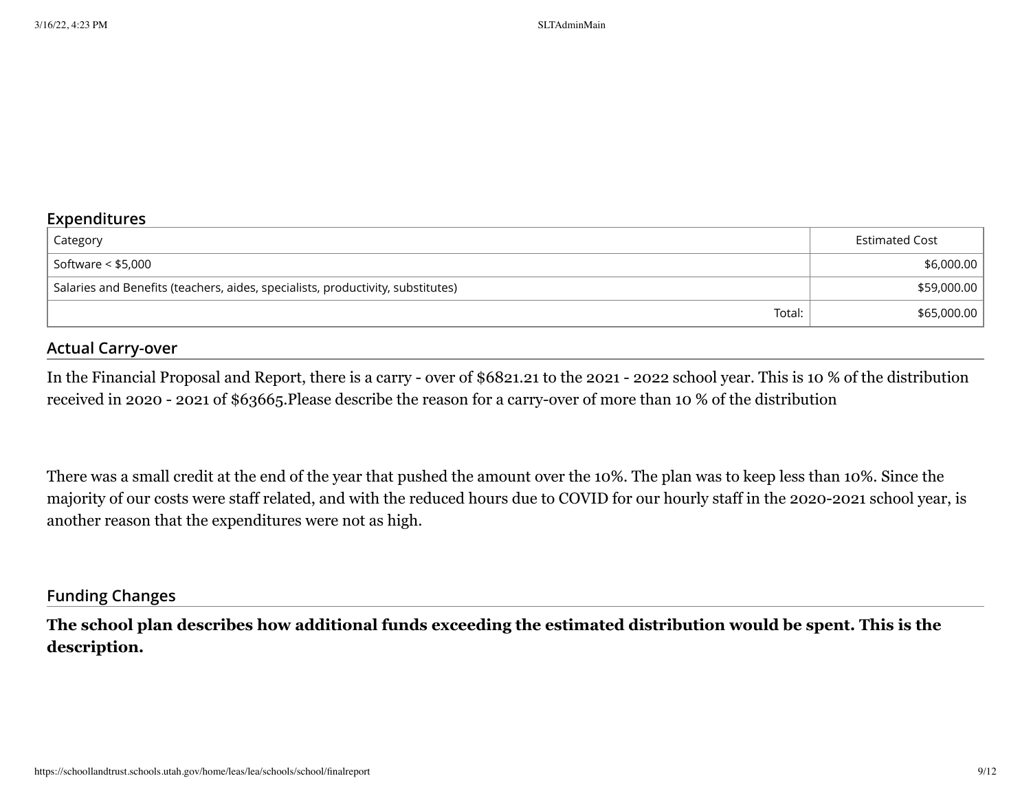## Expenditures

| Category | Estimated Cost |
| --- | --- |
| Software < $5,000 | $6,000.00 |
| Salaries and Benefits (teachers, aides, specialists, productivity, substitutes) | $59,000.00 |
| Total: | $65,000.00 |

## Actual Carry-over

In the Financial Proposal and Report, there is a carry - over of $6821.21 to the 2021 - 2022 school year. This is 10 % of the distribution received in 2020 - 2021 of $63665.Please describe the reason for a carry-over of more than 10 % of the distribution

There was a small credit at the end of the year that pushed the amount over the 10%. The plan was to keep less than 10%. Since the majority of our costs were staff related, and with the reduced hours due to COVID for our hourly staff in the 2020-2021 school year, is another reason that the expenditures were not as high.

## Funding Changes

**The school plan describes how additional funds exceeding the estimated distribution would be spent. This is the description.**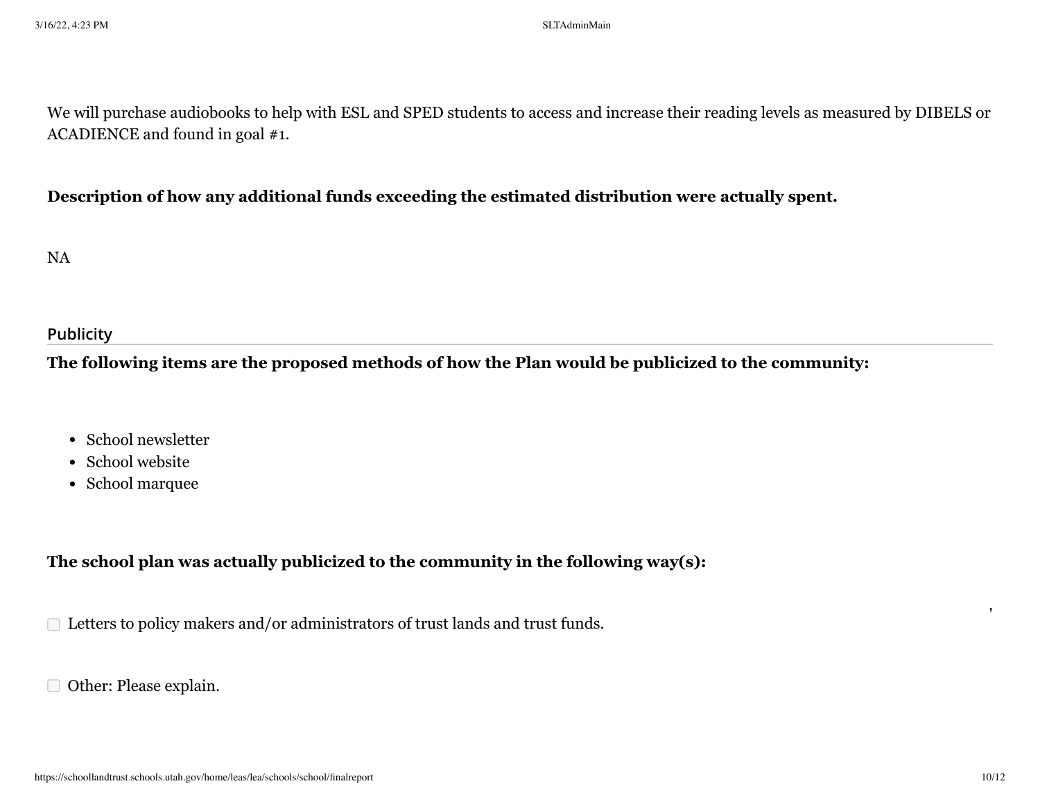We will purchase audiobooks to help with ESL and SPED students to access and increase their reading levels as measured by DIBELS or ACADIENCE and found in goal #1.

**Description of how any additional funds exceeding the estimated distribution were actually spent.**

NA

## Publicity

**The following items are the proposed methods of how the Plan would be publicized to the community:**

- School newsletter
- School website
- School marquee

**The school plan was actually publicized to the community in the following way(s):**

☐ Letters to policy makers and/or administrators of trust lands and trust funds.

☐ Other: Please explain.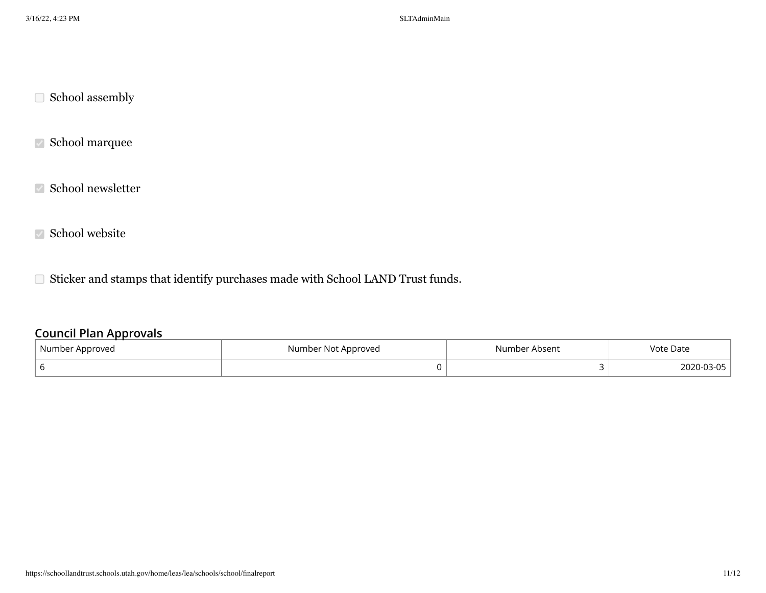- [ ] School assembly
- [x] School marquee
- [x] School newsletter
- [x] School website
- [ ] Sticker and stamps that identify purchases made with School LAND Trust funds.

## Council Plan Approvals

| Number Approved | Number Not Approved | Number Absent | Vote Date |
|---|---|---|---|
| 6 | 0 | 3 | 2020-03-05 |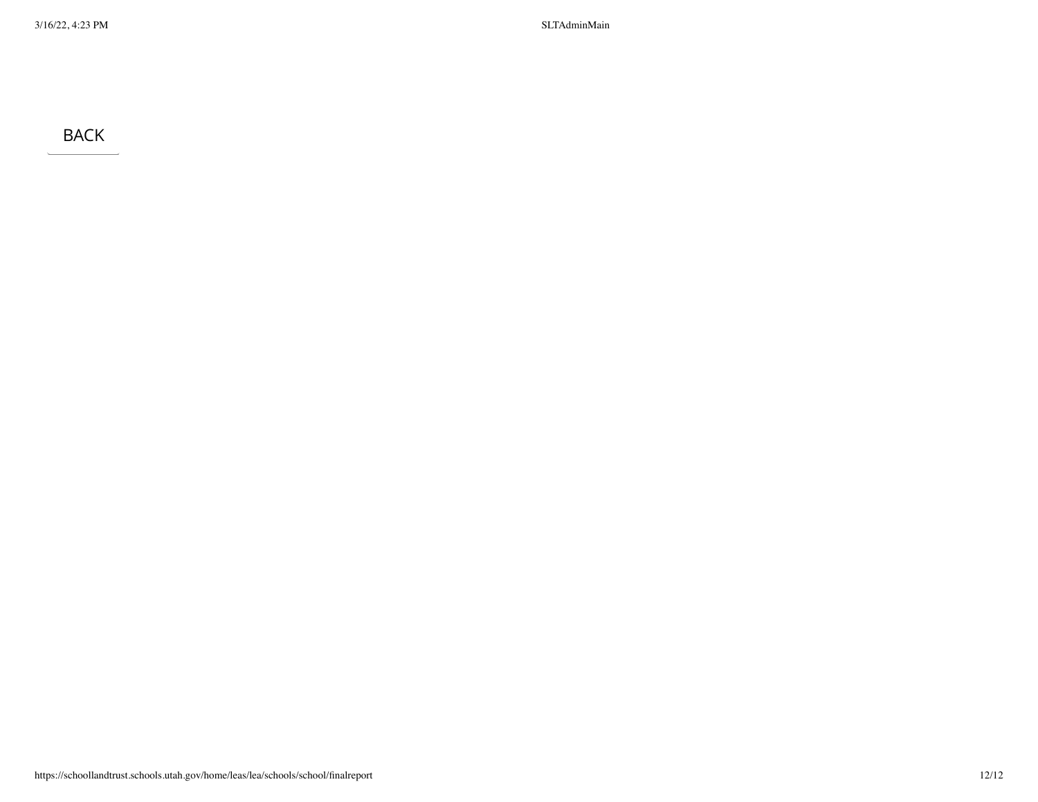BACK